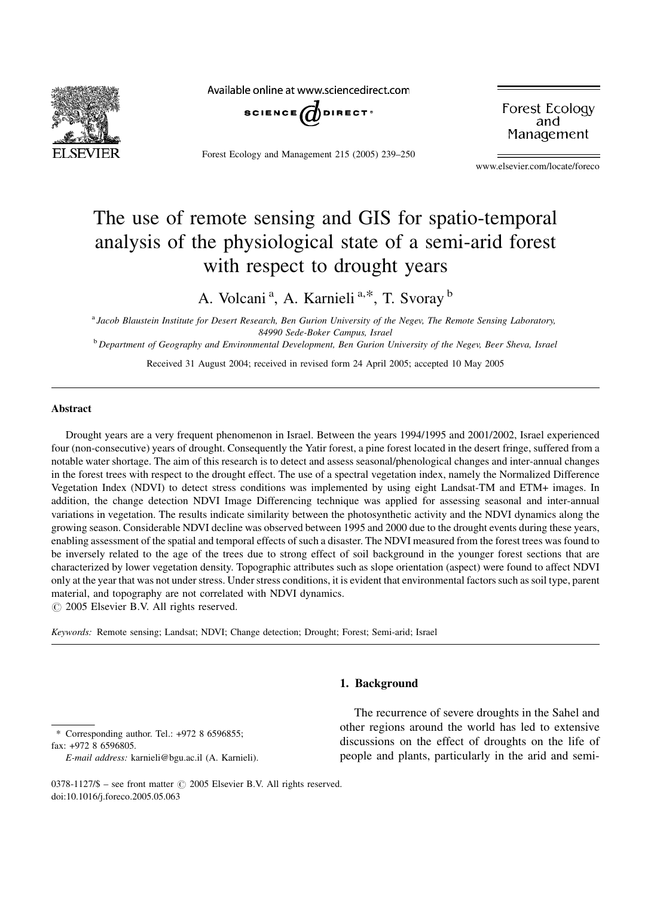# The use of remote sensing and GIS for spatio-temporal analysis of the physiological state of a semi-arid forest with respect to drought years

A. Volcani [a], A. Karnieli [a,*], T. Svoray [b]

[a] *Jacob Blaustein Institute for Desert Research, Ben Gurion University of the Negev, The Remote Sensing Laboratory, 84990 Sede-Boker Campus, Israel*

[b] *Department of Geography and Environmental Development, Ben Gurion University of the Negev, Beer Sheva, Israel*

Received 31 August 2004; received in revised form 24 April 2005; accepted 10 May 2005

## Abstract

Drought years are a very frequent phenomenon in Israel. Between the years 1994/1995 and 2001/2002, Israel experienced four (non-consecutive) years of drought. Consequently the Yatir forest, a pine forest located in the desert fringe, suffered from a notable water shortage. The aim of this research is to detect and assess seasonal/phenological changes and inter-annual changes in the forest trees with respect to the drought effect. The use of a spectral vegetation index, namely the Normalized Difference Vegetation Index (NDVI) to detect stress conditions was implemented by using eight Landsat-TM and ETM+ images. In addition, the change detection NDVI Image Differencing technique was applied for assessing seasonal and inter-annual variations in vegetation. The results indicate similarity between the photosynthetic activity and the NDVI dynamics along the growing season. Considerable NDVI decline was observed between 1995 and 2000 due to the drought events during these years, enabling assessment of the spatial and temporal effects of such a disaster. The NDVI measured from the forest trees was found to be inversely related to the age of the trees due to strong effect of soil background in the younger forest sections that are characterized by lower vegetation density. Topographic attributes such as slope orientation (aspect) were found to affect NDVI only at the year that was not under stress. Under stress conditions, it is evident that environmental factors such as soil type, parent material, and topography are not correlated with NDVI dynamics.

© 2005 Elsevier B.V. All rights reserved.

*Keywords:* Remote sensing; Landsat; NDVI; Change detection; Drought; Forest; Semi-arid; Israel

## 1. Background

The recurrence of severe droughts in the Sahel and other regions around the world has led to extensive discussions on the effect of droughts on the life of people and plants, particularly in the arid and semi-

\* Corresponding author. Tel.: +972 8 6596855; fax: +972 8 6596805.

*E-mail address:* karnieli@bgu.ac.il (A. Karnieli).

0378-1127/$ – see front matter © 2005 Elsevier B.V. All rights reserved.
doi:10.1016/j.foreco.2005.05.063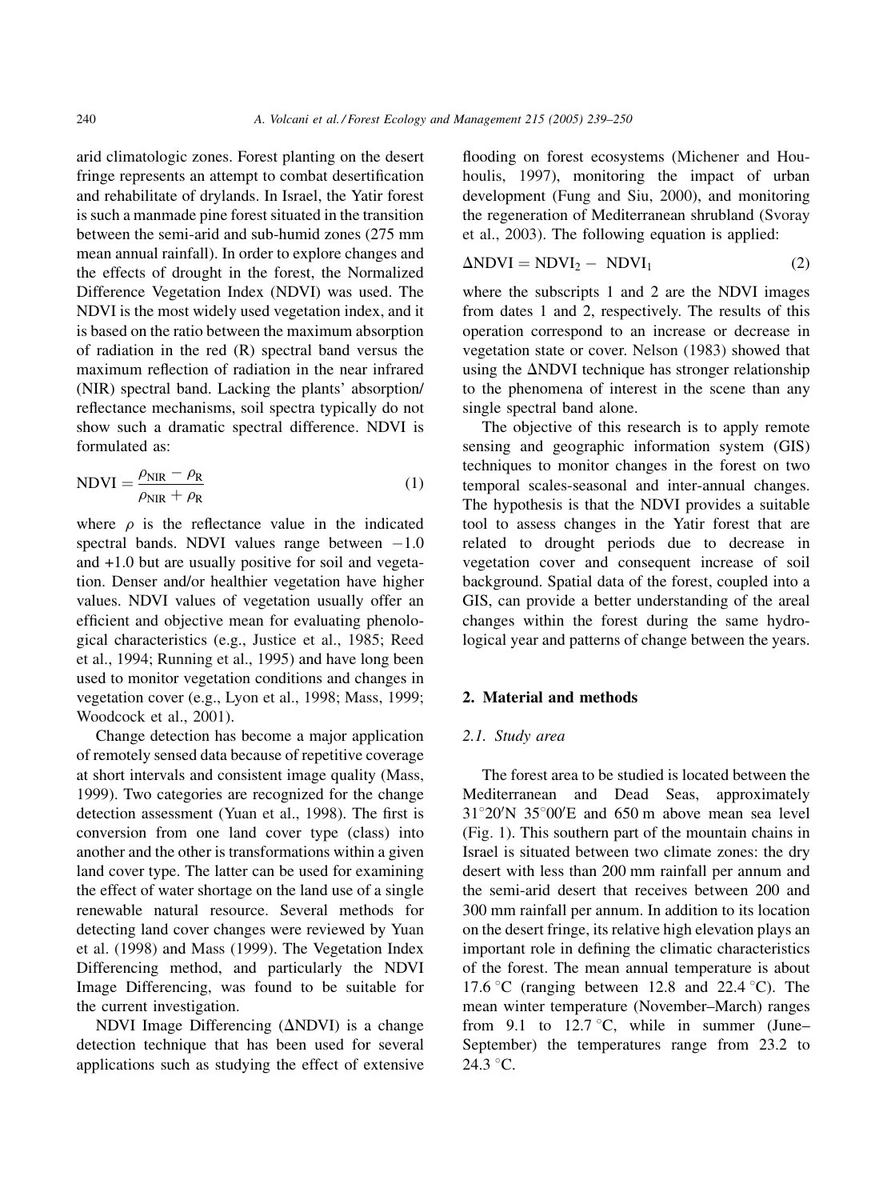arid climatologic zones. Forest planting on the desert fringe represents an attempt to combat desertification and rehabilitate of drylands. In Israel, the Yatir forest is such a manmade pine forest situated in the transition between the semi-arid and sub-humid zones (275 mm mean annual rainfall). In order to explore changes and the effects of drought in the forest, the Normalized Difference Vegetation Index (NDVI) was used. The NDVI is the most widely used vegetation index, and it is based on the ratio between the maximum absorption of radiation in the red (R) spectral band versus the maximum reflection of radiation in the near infrared (NIR) spectral band. Lacking the plants' absorption/reflectance mechanisms, soil spectra typically do not show such a dramatic spectral difference. NDVI is formulated as:

$$\mathrm{NDVI} = \frac{\rho_{\mathrm{NIR}} - \rho_{\mathrm{R}}}{\rho_{\mathrm{NIR}} + \rho_{\mathrm{R}}} \tag{1}$$

where $\rho$ is the reflectance value in the indicated spectral bands. NDVI values range between $-1.0$ and $+1.0$ but are usually positive for soil and vegetation. Denser and/or healthier vegetation have higher values. NDVI values of vegetation usually offer an efficient and objective mean for evaluating phenological characteristics (e.g., Justice et al., 1985; Reed et al., 1994; Running et al., 1995) and have long been used to monitor vegetation conditions and changes in vegetation cover (e.g., Lyon et al., 1998; Mass, 1999; Woodcock et al., 2001).

Change detection has become a major application of remotely sensed data because of repetitive coverage at short intervals and consistent image quality (Mass, 1999). Two categories are recognized for the change detection assessment (Yuan et al., 1998). The first is conversion from one land cover type (class) into another and the other is transformations within a given land cover type. The latter can be used for examining the effect of water shortage on the land use of a single renewable natural resource. Several methods for detecting land cover changes were reviewed by Yuan et al. (1998) and Mass (1999). The Vegetation Index Differencing method, and particularly the NDVI Image Differencing, was found to be suitable for the current investigation.

NDVI Image Differencing ($\Delta$NDVI) is a change detection technique that has been used for several applications such as studying the effect of extensive flooding on forest ecosystems (Michener and Houhoulis, 1997), monitoring the impact of urban development (Fung and Siu, 2000), and monitoring the regeneration of Mediterranean shrubland (Svoray et al., 2003). The following equation is applied:

$$\Delta\mathrm{NDVI} = \mathrm{NDVI}_2 - \mathrm{NDVI}_1 \tag{2}$$

where the subscripts 1 and 2 are the NDVI images from dates 1 and 2, respectively. The results of this operation correspond to an increase or decrease in vegetation state or cover. Nelson (1983) showed that using the $\Delta$NDVI technique has stronger relationship to the phenomena of interest in the scene than any single spectral band alone.

The objective of this research is to apply remote sensing and geographic information system (GIS) techniques to monitor changes in the forest on two temporal scales-seasonal and inter-annual changes. The hypothesis is that the NDVI provides a suitable tool to assess changes in the Yatir forest that are related to drought periods due to decrease in vegetation cover and consequent increase of soil background. Spatial data of the forest, coupled into a GIS, can provide a better understanding of the areal changes within the forest during the same hydrological year and patterns of change between the years.

## 2. Material and methods

### 2.1. Study area

The forest area to be studied is located between the Mediterranean and Dead Seas, approximately 31°20′N 35°00′E and 650 m above mean sea level (Fig. 1). This southern part of the mountain chains in Israel is situated between two climate zones: the dry desert with less than 200 mm rainfall per annum and the semi-arid desert that receives between 200 and 300 mm rainfall per annum. In addition to its location on the desert fringe, its relative high elevation plays an important role in defining the climatic characteristics of the forest. The mean annual temperature is about 17.6 °C (ranging between 12.8 and 22.4 °C). The mean winter temperature (November–March) ranges from 9.1 to 12.7 °C, while in summer (June–September) the temperatures range from 23.2 to 24.3 °C.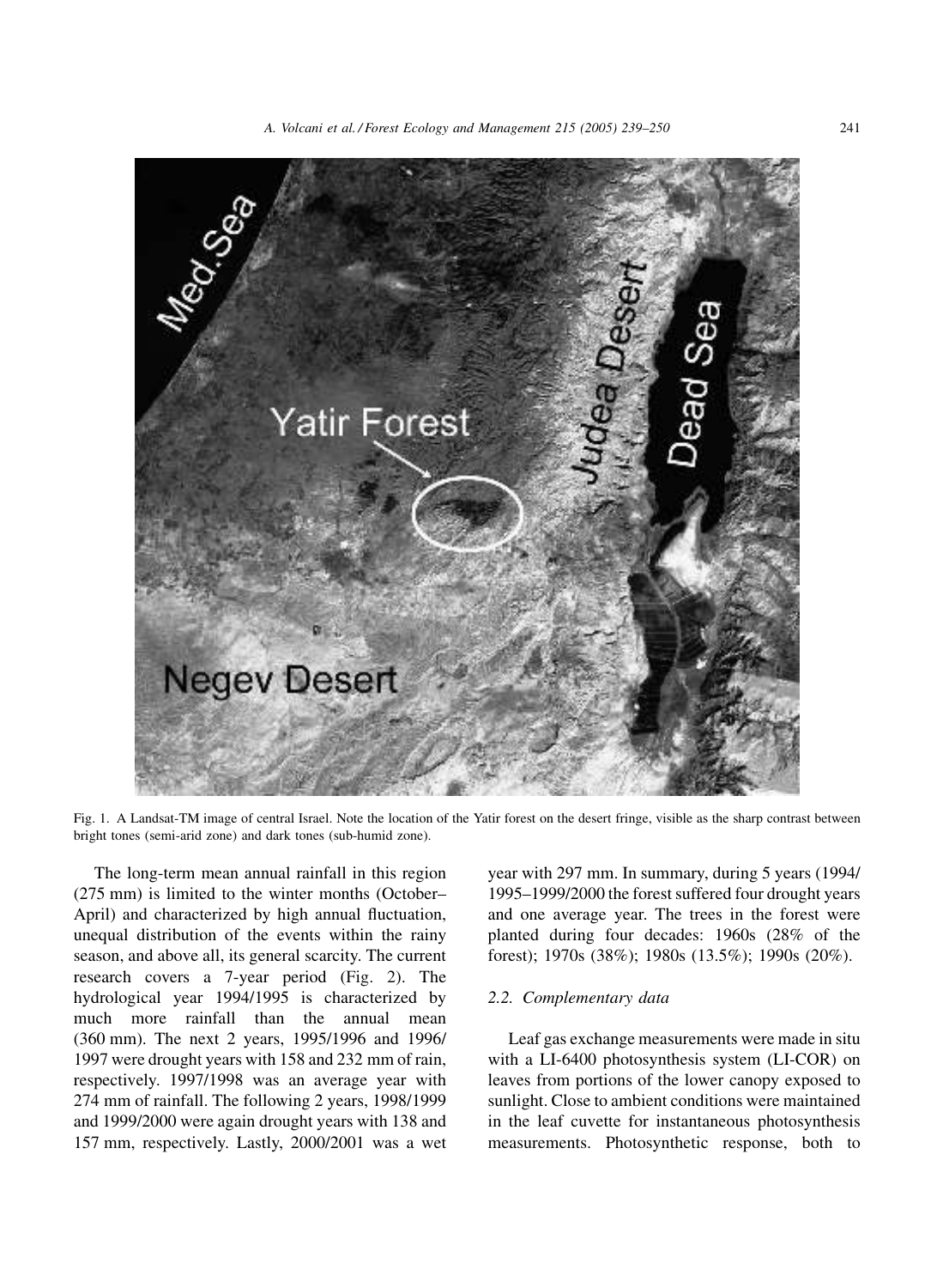Fig. 1. A Landsat-TM image of central Israel. Note the location of the Yatir forest on the desert fringe, visible as the sharp contrast between bright tones (semi-arid zone) and dark tones (sub-humid zone).

The long-term mean annual rainfall in this region (275 mm) is limited to the winter months (October–April) and characterized by high annual fluctuation, unequal distribution of the events within the rainy season, and above all, its general scarcity. The current research covers a 7-year period (Fig. 2). The hydrological year 1994/1995 is characterized by much more rainfall than the annual mean (360 mm). The next 2 years, 1995/1996 and 1996/1997 were drought years with 158 and 232 mm of rain, respectively. 1997/1998 was an average year with 274 mm of rainfall. The following 2 years, 1998/1999 and 1999/2000 were again drought years with 138 and 157 mm, respectively. Lastly, 2000/2001 was a wet year with 297 mm. In summary, during 5 years (1994/1995–1999/2000 the forest suffered four drought years and one average year. The trees in the forest were planted during four decades: 1960s (28% of the forest); 1970s (38%); 1980s (13.5%); 1990s (20%).

### 2.2. Complementary data

Leaf gas exchange measurements were made in situ with a LI-6400 photosynthesis system (LI-COR) on leaves from portions of the lower canopy exposed to sunlight. Close to ambient conditions were maintained in the leaf cuvette for instantaneous photosynthesis measurements. Photosynthetic response, both to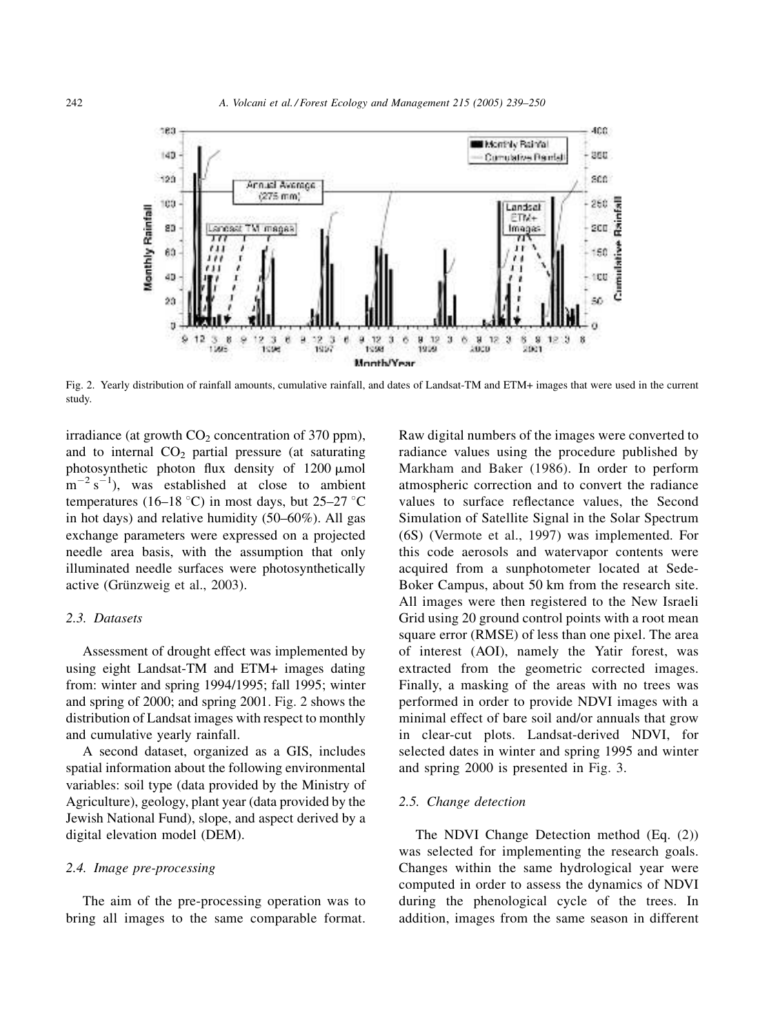Fig. 2. Yearly distribution of rainfall amounts, cumulative rainfall, and dates of Landsat-TM and ETM+ images that were used in the current study.

irradiance (at growth $CO_2$ concentration of 370 ppm), and to internal $CO_2$ partial pressure (at saturating photosynthetic photon flux density of 1200 μmol $m^{-2} s^{-1}$), was established at close to ambient temperatures (16–18 °C) in most days, but 25–27 °C in hot days) and relative humidity (50–60%). All gas exchange parameters were expressed on a projected needle area basis, with the assumption that only illuminated needle surfaces were photosynthetically active (Grünzweig et al., 2003).

### 2.3. Datasets

Assessment of drought effect was implemented by using eight Landsat-TM and ETM+ images dating from: winter and spring 1994/1995; fall 1995; winter and spring of 2000; and spring 2001. Fig. 2 shows the distribution of Landsat images with respect to monthly and cumulative yearly rainfall.

A second dataset, organized as a GIS, includes spatial information about the following environmental variables: soil type (data provided by the Ministry of Agriculture), geology, plant year (data provided by the Jewish National Fund), slope, and aspect derived by a digital elevation model (DEM).

### 2.4. Image pre-processing

The aim of the pre-processing operation was to bring all images to the same comparable format. Raw digital numbers of the images were converted to radiance values using the procedure published by Markham and Baker (1986). In order to perform atmospheric correction and to convert the radiance values to surface reflectance values, the Second Simulation of Satellite Signal in the Solar Spectrum (6S) (Vermote et al., 1997) was implemented. For this code aerosols and watervapor contents were acquired from a sunphotometer located at Sede-Boker Campus, about 50 km from the research site. All images were then registered to the New Israeli Grid using 20 ground control points with a root mean square error (RMSE) of less than one pixel. The area of interest (AOI), namely the Yatir forest, was extracted from the geometric corrected images. Finally, a masking of the areas with no trees was performed in order to provide NDVI images with a minimal effect of bare soil and/or annuals that grow in clear-cut plots. Landsat-derived NDVI, for selected dates in winter and spring 1995 and winter and spring 2000 is presented in Fig. 3.

### 2.5. Change detection

The NDVI Change Detection method (Eq. (2)) was selected for implementing the research goals. Changes within the same hydrological year were computed in order to assess the dynamics of NDVI during the phenological cycle of the trees. In addition, images from the same season in different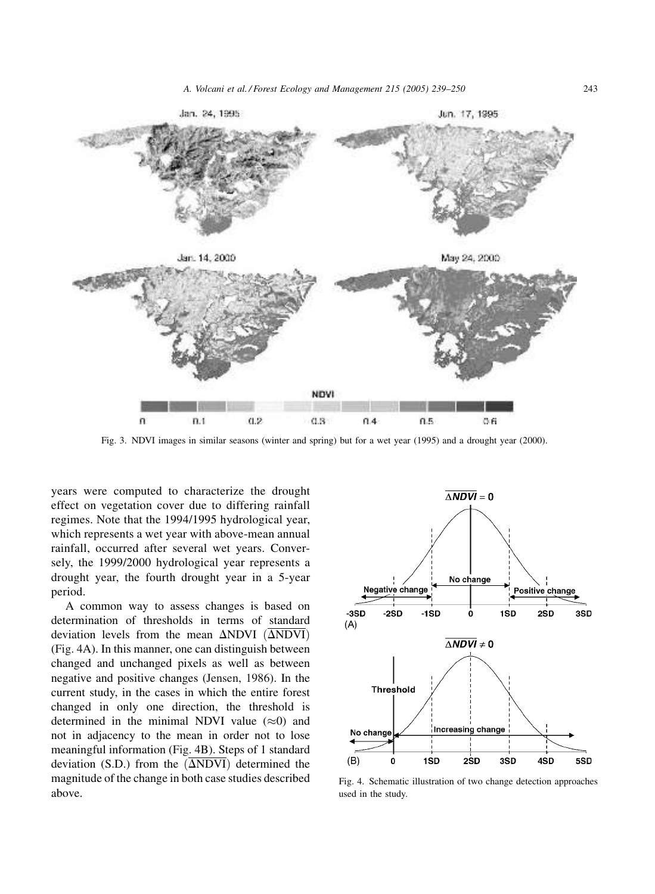Fig. 3. NDVI images in similar seasons (winter and spring) but for a wet year (1995) and a drought year (2000).

years were computed to characterize the drought effect on vegetation cover due to differing rainfall regimes. Note that the 1994/1995 hydrological year, which represents a wet year with above-mean annual rainfall, occurred after several wet years. Conversely, the 1999/2000 hydrological year represents a drought year, the fourth drought year in a 5-year period.

A common way to assess changes is based on determination of thresholds in terms of standard deviation levels from the mean ΔNDVI ($\overline{\Delta \text{NDVI}}$) (Fig. 4A). In this manner, one can distinguish between changed and unchanged pixels as well as between negative and positive changes (Jensen, 1986). In the current study, in the cases in which the entire forest changed in only one direction, the threshold is determined in the minimal NDVI value ($\approx$0) and not in adjacency to the mean in order not to lose meaningful information (Fig. 4B). Steps of 1 standard deviation (S.D.) from the ($\overline{\Delta \text{NDVI}}$) determined the magnitude of the change in both case studies described above.

Fig. 4. Schematic illustration of two change detection approaches used in the study.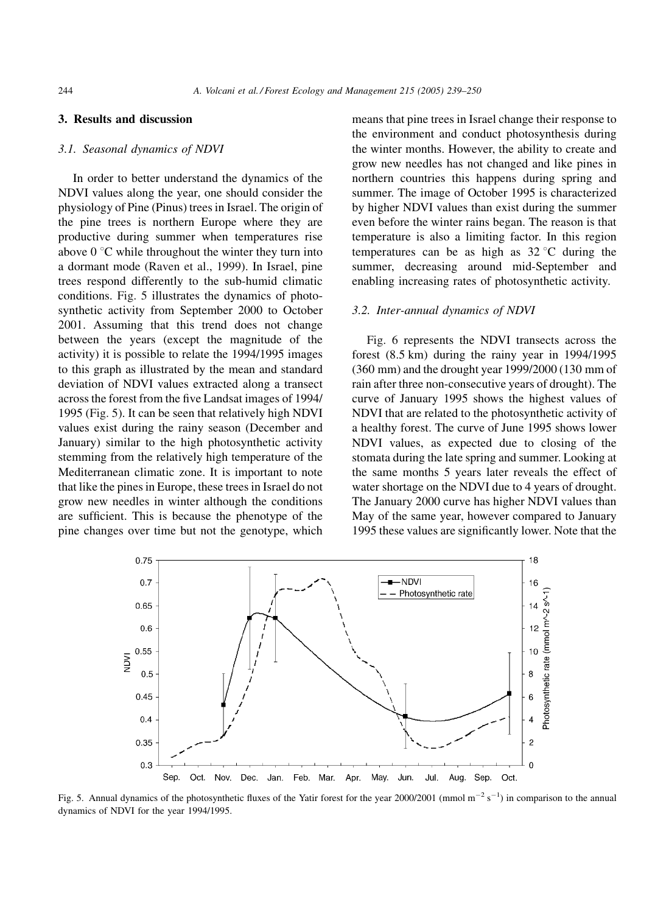## 3. Results and discussion

### 3.1. Seasonal dynamics of NDVI

In order to better understand the dynamics of the NDVI values along the year, one should consider the physiology of Pine (Pinus) trees in Israel. The origin of the pine trees is northern Europe where they are productive during summer when temperatures rise above 0 °C while throughout the winter they turn into a dormant mode (Raven et al., 1999). In Israel, pine trees respond differently to the sub-humid climatic conditions. Fig. 5 illustrates the dynamics of photosynthetic activity from September 2000 to October 2001. Assuming that this trend does not change between the years (except the magnitude of the activity) it is possible to relate the 1994/1995 images to this graph as illustrated by the mean and standard deviation of NDVI values extracted along a transect across the forest from the five Landsat images of 1994/1995 (Fig. 5). It can be seen that relatively high NDVI values exist during the rainy season (December and January) similar to the high photosynthetic activity stemming from the relatively high temperature of the Mediterranean climatic zone. It is important to note that like the pines in Europe, these trees in Israel do not grow new needles in winter although the conditions are sufficient. This is because the phenotype of the pine changes over time but not the genotype, which means that pine trees in Israel change their response to the environment and conduct photosynthesis during the winter months. However, the ability to create and grow new needles has not changed and like pines in northern countries this happens during spring and summer. The image of October 1995 is characterized by higher NDVI values than exist during the summer even before the winter rains began. The reason is that temperature is also a limiting factor. In this region temperatures can be as high as 32 °C during the summer, decreasing around mid-September and enabling increasing rates of photosynthetic activity.

### 3.2. Inter-annual dynamics of NDVI

Fig. 6 represents the NDVI transects across the forest (8.5 km) during the rainy year in 1994/1995 (360 mm) and the drought year 1999/2000 (130 mm of rain after three non-consecutive years of drought). The curve of January 1995 shows the highest values of NDVI that are related to the photosynthetic activity of a healthy forest. The curve of June 1995 shows lower NDVI values, as expected due to closing of the stomata during the late spring and summer. Looking at the same months 5 years later reveals the effect of water shortage on the NDVI due to 4 years of drought. The January 2000 curve has higher NDVI values than May of the same year, however compared to January 1995 these values are significantly lower. Note that the

Fig. 5. Annual dynamics of the photosynthetic fluxes of the Yatir forest for the year 2000/2001 (mmol $m^{-2}$ $s^{-1}$) in comparison to the annual dynamics of NDVI for the year 1994/1995.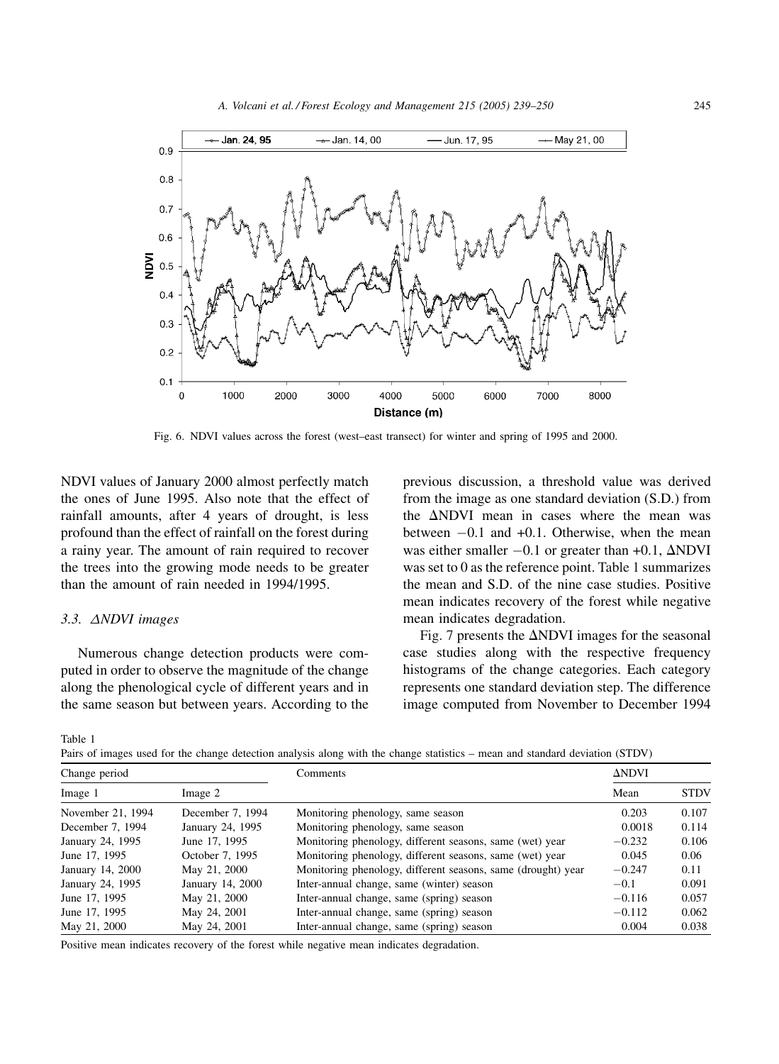Fig. 6. NDVI values across the forest (west–east transect) for winter and spring of 1995 and 2000.

NDVI values of January 2000 almost perfectly match the ones of June 1995. Also note that the effect of rainfall amounts, after 4 years of drought, is less profound than the effect of rainfall on the forest during a rainy year. The amount of rain required to recover the trees into the growing mode needs to be greater than the amount of rain needed in 1994/1995.

### 3.3. ΔNDVI images

Numerous change detection products were computed in order to observe the magnitude of the change along the phenological cycle of different years and in the same season but between years. According to the previous discussion, a threshold value was derived from the image as one standard deviation (S.D.) from the ΔNDVI mean in cases where the mean was between −0.1 and +0.1. Otherwise, when the mean was either smaller −0.1 or greater than +0.1, ΔNDVI was set to 0 as the reference point. Table 1 summarizes the mean and S.D. of the nine case studies. Positive mean indicates recovery of the forest while negative mean indicates degradation.

Fig. 7 presents the ΔNDVI images for the seasonal case studies along with the respective frequency histograms of the change categories. Each category represents one standard deviation step. The difference image computed from November to December 1994

Table 1
Pairs of images used for the change detection analysis along with the change statistics – mean and standard deviation (STDV)

| Change period | | Comments | ΔNDVI | |
|---|---|---|---|---|
| Image 1 | Image 2 | | Mean | STDV |
| November 21, 1994 | December 7, 1994 | Monitoring phenology, same season | 0.203 | 0.107 |
| December 7, 1994 | January 24, 1995 | Monitoring phenology, same season | 0.0018 | 0.114 |
| January 24, 1995 | June 17, 1995 | Monitoring phenology, different seasons, same (wet) year | −0.232 | 0.106 |
| June 17, 1995 | October 7, 1995 | Monitoring phenology, different seasons, same (wet) year | 0.045 | 0.06 |
| January 14, 2000 | May 21, 2000 | Monitoring phenology, different seasons, same (drought) year | −0.247 | 0.11 |
| January 24, 1995 | January 14, 2000 | Inter-annual change, same (winter) season | −0.1 | 0.091 |
| June 17, 1995 | May 21, 2000 | Inter-annual change, same (spring) season | −0.116 | 0.057 |
| June 17, 1995 | May 24, 2001 | Inter-annual change, same (spring) season | −0.112 | 0.062 |
| May 21, 2000 | May 24, 2001 | Inter-annual change, same (spring) season | 0.004 | 0.038 |

Positive mean indicates recovery of the forest while negative mean indicates degradation.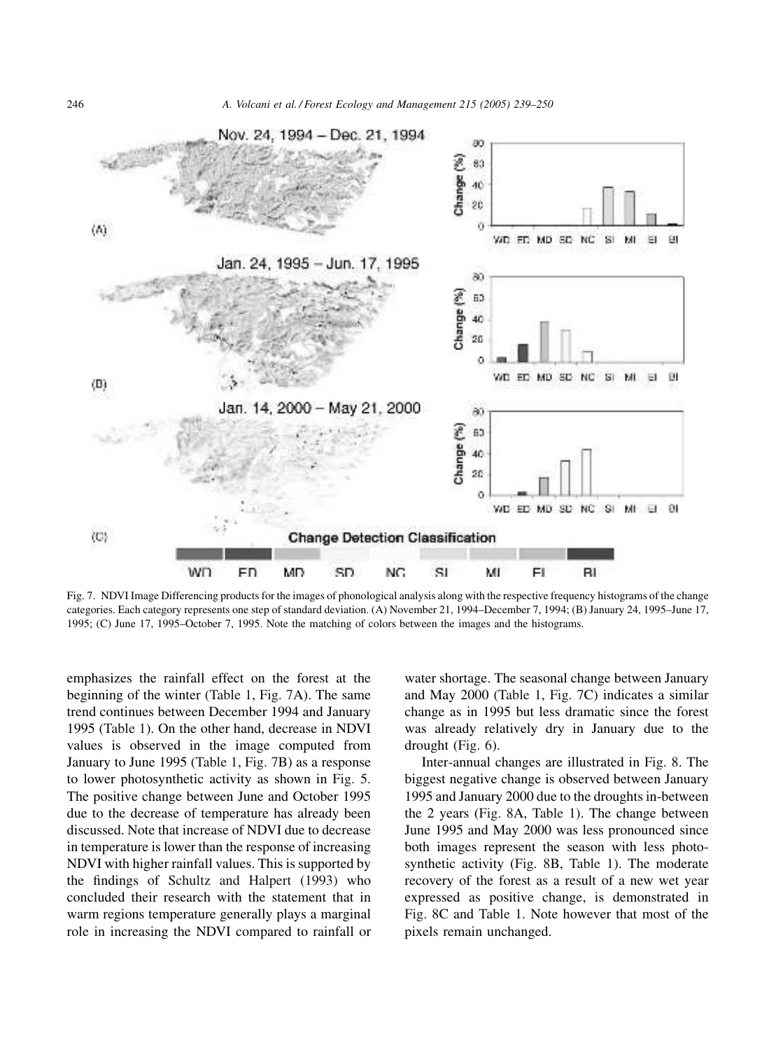Fig. 7. NDVI Image Differencing products for the images of phonological analysis along with the respective frequency histograms of the change categories. Each category represents one step of standard deviation. (A) November 21, 1994–December 7, 1994; (B) January 24, 1995–June 17, 1995; (C) June 17, 1995–October 7, 1995. Note the matching of colors between the images and the histograms.

emphasizes the rainfall effect on the forest at the beginning of the winter (Table 1, Fig. 7A). The same trend continues between December 1994 and January 1995 (Table 1). On the other hand, decrease in NDVI values is observed in the image computed from January to June 1995 (Table 1, Fig. 7B) as a response to lower photosynthetic activity as shown in Fig. 5. The positive change between June and October 1995 due to the decrease of temperature has already been discussed. Note that increase of NDVI due to decrease in temperature is lower than the response of increasing NDVI with higher rainfall values. This is supported by the findings of Schultz and Halpert (1993) who concluded their research with the statement that in warm regions temperature generally plays a marginal role in increasing the NDVI compared to rainfall or water shortage. The seasonal change between January and May 2000 (Table 1, Fig. 7C) indicates a similar change as in 1995 but less dramatic since the forest was already relatively dry in January due to the drought (Fig. 6).

Inter-annual changes are illustrated in Fig. 8. The biggest negative change is observed between January 1995 and January 2000 due to the droughts in-between the 2 years (Fig. 8A, Table 1). The change between June 1995 and May 2000 was less pronounced since both images represent the season with less photosynthetic activity (Fig. 8B, Table 1). The moderate recovery of the forest as a result of a new wet year expressed as positive change, is demonstrated in Fig. 8C and Table 1. Note however that most of the pixels remain unchanged.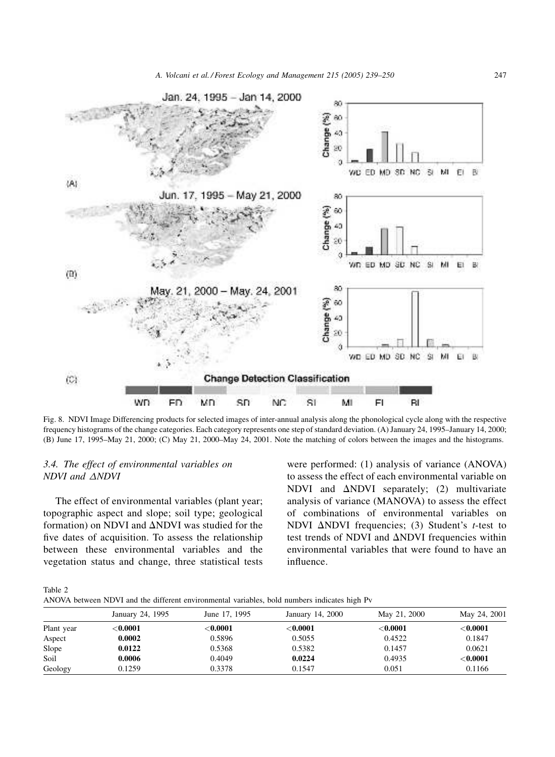Fig. 8. NDVI Image Differencing products for selected images of inter-annual analysis along the phonological cycle along with the respective frequency histograms of the change categories. Each category represents one step of standard deviation. (A) January 24, 1995–January 14, 2000; (B) June 17, 1995–May 21, 2000; (C) May 21, 2000–May 24, 2001. Note the matching of colors between the images and the histograms.

### 3.4. The effect of environmental variables on NDVI and ΔNDVI

The effect of environmental variables (plant year; topographic aspect and slope; soil type; geological formation) on NDVI and ΔNDVI was studied for the five dates of acquisition. To assess the relationship between these environmental variables and the vegetation status and change, three statistical tests were performed: (1) analysis of variance (ANOVA) to assess the effect of each environmental variable on NDVI and ΔNDVI separately; (2) multivariate analysis of variance (MANOVA) to assess the effect of combinations of environmental variables on NDVI ΔNDVI frequencies; (3) Student's *t*-test to test trends of NDVI and ΔNDVI frequencies within environmental variables that were found to have an influence.

Table 2
ANOVA between NDVI and the different environmental variables, bold numbers indicates high Pv

| | January 24, 1995 | June 17, 1995 | January 14, 2000 | May 21, 2000 | May 24, 2001 |
|---|---|---|---|---|---|
| Plant year | **<0.0001** | **<0.0001** | **<0.0001** | **<0.0001** | **<0.0001** |
| Aspect | **0.0002** | 0.5896 | 0.5055 | 0.4522 | 0.1847 |
| Slope | **0.0122** | 0.5368 | 0.5382 | 0.1457 | 0.0621 |
| Soil | **0.0006** | 0.4049 | **0.0224** | 0.4935 | **<0.0001** |
| Geology | 0.1259 | 0.3378 | 0.1547 | 0.051 | 0.1166 |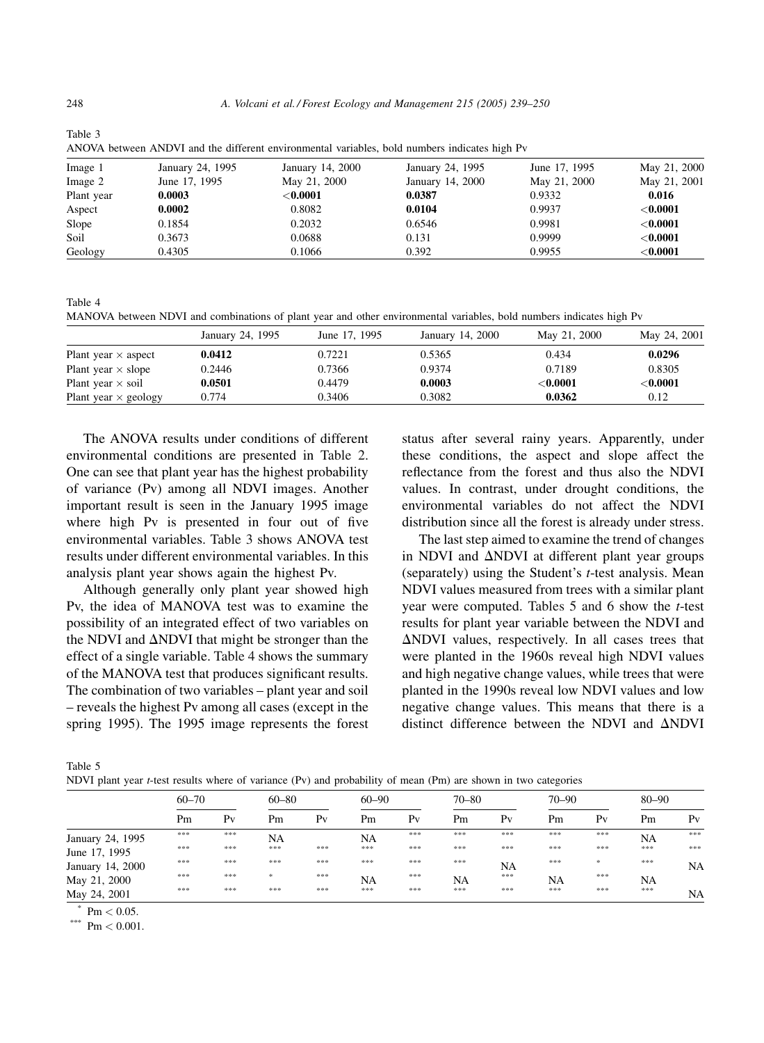Table 3
ANOVA between ΔNDVI and the different environmental variables, bold numbers indicates high Pv

| Image 1 | January 24, 1995 | January 14, 2000 | January 24, 1995 | June 17, 1995 | May 21, 2000 |
|---|---|---|---|---|---|
| Image 2 | June 17, 1995 | May 21, 2000 | January 14, 2000 | May 21, 2000 | May 21, 2001 |
| Plant year | **0.0003** | **<0.0001** | **0.0387** | 0.9332 | **0.016** |
| Aspect | **0.0002** | 0.8082 | **0.0104** | 0.9937 | **<0.0001** |
| Slope | 0.1854 | 0.2032 | 0.6546 | 0.9981 | **<0.0001** |
| Soil | 0.3673 | 0.0688 | 0.131 | 0.9999 | **<0.0001** |
| Geology | 0.4305 | 0.1066 | 0.392 | 0.9955 | **<0.0001** |

Table 4
MANOVA between NDVI and combinations of plant year and other environmental variables, bold numbers indicates high Pv

| | January 24, 1995 | June 17, 1995 | January 14, 2000 | May 21, 2000 | May 24, 2001 |
|---|---|---|---|---|---|
| Plant year × aspect | **0.0412** | 0.7221 | 0.5365 | 0.434 | **0.0296** |
| Plant year × slope | 0.2446 | 0.7366 | 0.9374 | 0.7189 | 0.8305 |
| Plant year × soil | **0.0501** | 0.4479 | **0.0003** | **<0.0001** | **<0.0001** |
| Plant year × geology | 0.774 | 0.3406 | 0.3082 | **0.0362** | 0.12 |

The ANOVA results under conditions of different environmental conditions are presented in Table 2. One can see that plant year has the highest probability of variance (Pv) among all NDVI images. Another important result is seen in the January 1995 image where high Pv is presented in four out of five environmental variables. Table 3 shows ANOVA test results under different environmental variables. In this analysis plant year shows again the highest Pv.

Although generally only plant year showed high Pv, the idea of MANOVA test was to examine the possibility of an integrated effect of two variables on the NDVI and ΔNDVI that might be stronger than the effect of a single variable. Table 4 shows the summary of the MANOVA test that produces significant results. The combination of two variables – plant year and soil – reveals the highest Pv among all cases (except in the spring 1995). The 1995 image represents the forest status after several rainy years. Apparently, under these conditions, the aspect and slope affect the reflectance from the forest and thus also the NDVI values. In contrast, under drought conditions, the environmental variables do not affect the NDVI distribution since all the forest is already under stress.

The last step aimed to examine the trend of changes in NDVI and ΔNDVI at different plant year groups (separately) using the Student's *t*-test analysis. Mean NDVI values measured from trees with a similar plant year were computed. Tables 5 and 6 show the *t*-test results for plant year variable between the NDVI and ΔNDVI values, respectively. In all cases trees that were planted in the 1960s reveal high NDVI values and high negative change values, while trees that were planted in the 1990s reveal low NDVI values and low negative change values. This means that there is a distinct difference between the NDVI and ΔNDVI

Table 5
NDVI plant year *t*-test results where of variance (Pv) and probability of mean (Pm) are shown in two categories

| | 60–70 | | 60–80 | | 60–90 | | 70–80 | | 70–90 | | 80–90 | |
|---|---|---|---|---|---|---|---|---|---|---|---|---|
| | Pm | Pv | Pm | Pv | Pm | Pv | Pm | Pv | Pm | Pv | Pm | Pv |
| January 24, 1995 | *** | *** | NA | | NA | *** | *** | *** | *** | *** | NA | *** |
| June 17, 1995 | *** | *** | *** | *** | *** | *** | *** | *** | *** | *** | *** | *** |
| January 14, 2000 | *** | *** | *** | *** | *** | *** | *** | NA | *** | * | *** | NA |
| May 21, 2000 | *** | *** | * | *** | NA | *** | NA | *** | NA | *** | NA | |
| May 24, 2001 | *** | *** | *** | *** | *** | *** | *** | *** | *** | *** | *** | NA |

\* $Pm < 0.05$.

\*\*\* $Pm < 0.001$.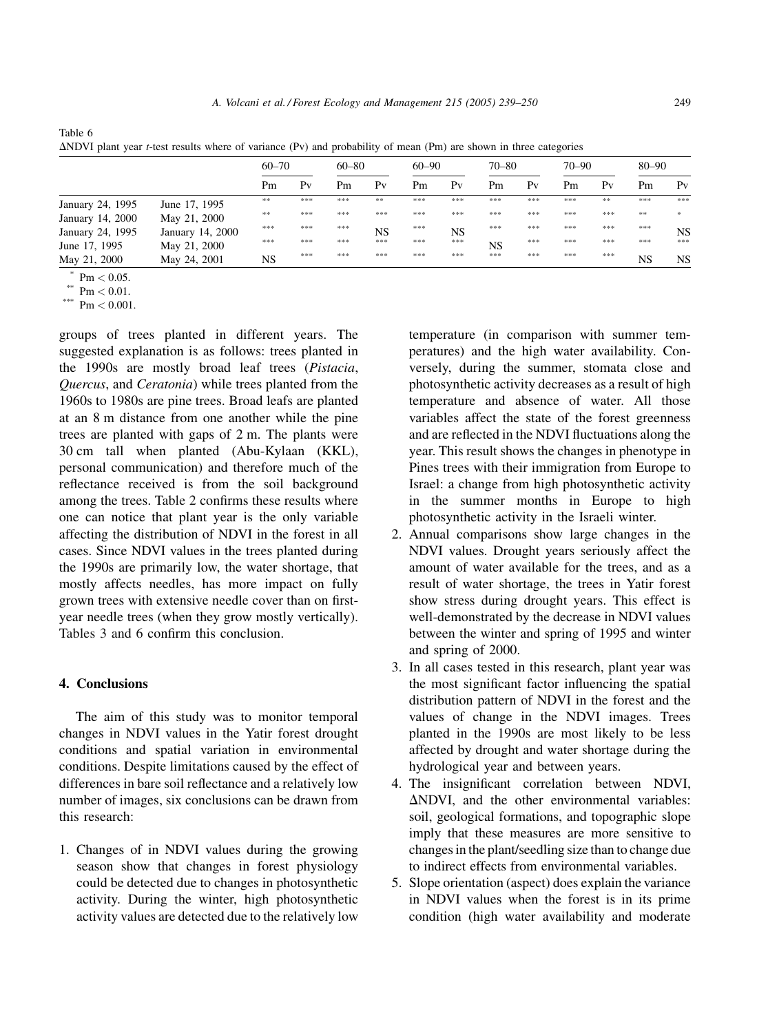Table 6
ΔNDVI plant year *t*-test results where of variance (Pv) and probability of mean (Pm) are shown in three categories

| | | 60–70 | | 60–80 | | 60–90 | | 70–80 | | 70–90 | | 80–90 | |
|---|---|---|---|---|---|---|---|---|---|---|---|---|---|
| | | Pm | Pv | Pm | Pv | Pm | Pv | Pm | Pv | Pm | Pv | Pm | Pv |
| January 24, 1995 | June 17, 1995 | ** | *** | *** | ** | *** | *** | *** | *** | *** | ** | *** | *** |
| January 14, 2000 | May 21, 2000 | ** | *** | *** | *** | *** | *** | *** | *** | *** | *** | ** | * |
| January 24, 1995 | January 14, 2000 | *** | *** | *** | NS | *** | NS | *** | *** | *** | *** | *** | NS |
| June 17, 1995 | May 21, 2000 | *** | *** | *** | *** | *** | *** | NS | *** | *** | *** | *** | *** |
| May 21, 2000 | May 24, 2001 | NS | *** | *** | *** | *** | *** | *** | *** | *** | *** | NS | NS |

\* $Pm < 0.05$.
\** $Pm < 0.01$.
\*** $Pm < 0.001$.

groups of trees planted in different years. The suggested explanation is as follows: trees planted in the 1990s are mostly broad leaf trees (*Pistacia*, *Quercus*, and *Ceratonia*) while trees planted from the 1960s to 1980s are pine trees. Broad leafs are planted at an 8 m distance from one another while the pine trees are planted with gaps of 2 m. The plants were 30 cm tall when planted (Abu-Kylaan (KKL), personal communication) and therefore much of the reflectance received is from the soil background among the trees. Table 2 confirms these results where one can notice that plant year is the only variable affecting the distribution of NDVI in the forest in all cases. Since NDVI values in the trees planted during the 1990s are primarily low, the water shortage, that mostly affects needles, has more impact on fully grown trees with extensive needle cover than on first-year needle trees (when they grow mostly vertically). Tables 3 and 6 confirm this conclusion.

## 4. Conclusions

The aim of this study was to monitor temporal changes in NDVI values in the Yatir forest drought conditions and spatial variation in environmental conditions. Despite limitations caused by the effect of differences in bare soil reflectance and a relatively low number of images, six conclusions can be drawn from this research:

1. Changes of in NDVI values during the growing season show that changes in forest physiology could be detected due to changes in photosynthetic activity. During the winter, high photosynthetic activity values are detected due to the relatively low temperature (in comparison with summer temperatures) and the high water availability. Conversely, during the summer, stomata close and photosynthetic activity decreases as a result of high temperature and absence of water. All those variables affect the state of the forest greenness and are reflected in the NDVI fluctuations along the year. This result shows the changes in phenotype in Pines trees with their immigration from Europe to Israel: a change from high photosynthetic activity in the summer months in Europe to high photosynthetic activity in the Israeli winter.
2. Annual comparisons show large changes in the NDVI values. Drought years seriously affect the amount of water available for the trees, and as a result of water shortage, the trees in Yatir forest show stress during drought years. This effect is well-demonstrated by the decrease in NDVI values between the winter and spring of 1995 and winter and spring of 2000.
3. In all cases tested in this research, plant year was the most significant factor influencing the spatial distribution pattern of NDVI in the forest and the values of change in the NDVI images. Trees planted in the 1990s are most likely to be less affected by drought and water shortage during the hydrological year and between years.
4. The insignificant correlation between NDVI, ΔNDVI, and the other environmental variables: soil, geological formations, and topographic slope imply that these measures are more sensitive to changes in the plant/seedling size than to change due to indirect effects from environmental variables.
5. Slope orientation (aspect) does explain the variance in NDVI values when the forest is in its prime condition (high water availability and moderate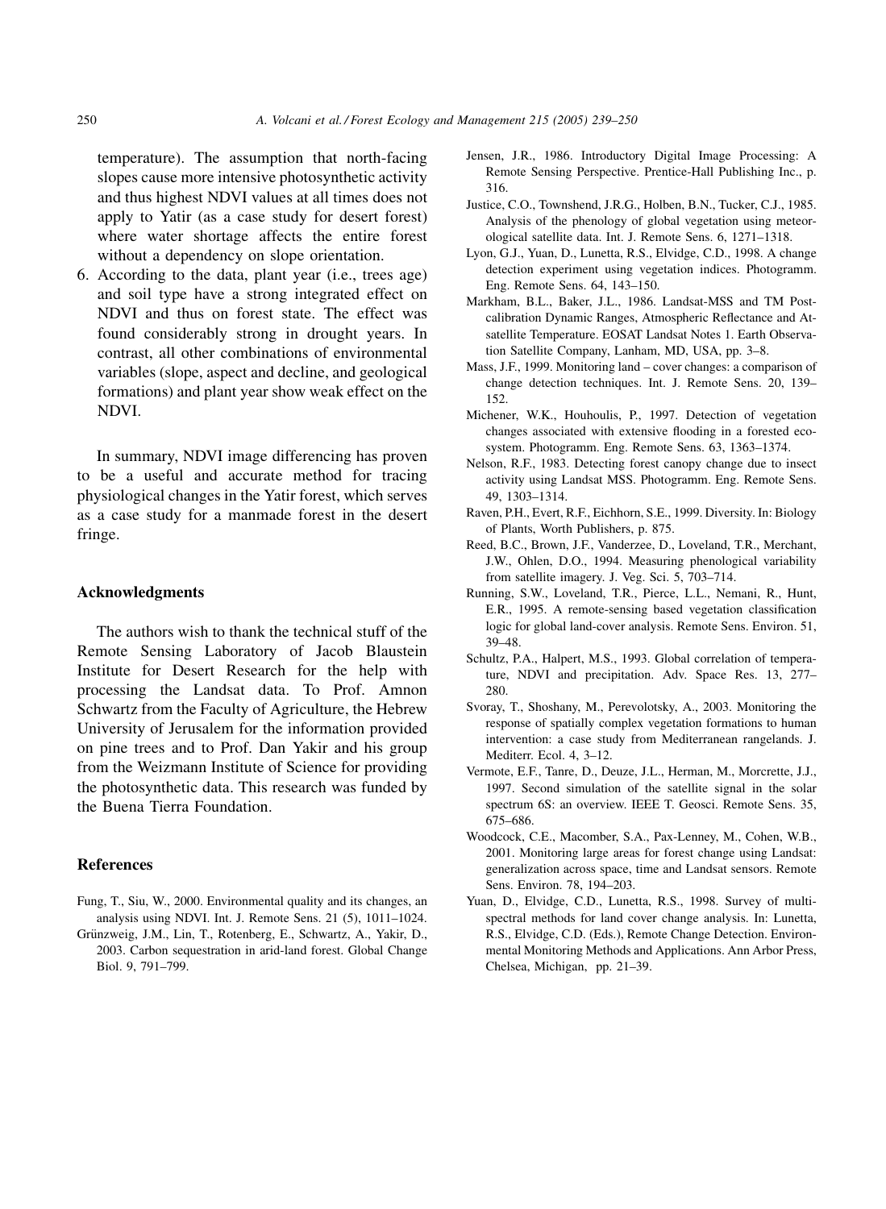temperature). The assumption that north-facing slopes cause more intensive photosynthetic activity and thus highest NDVI values at all times does not apply to Yatir (as a case study for desert forest) where water shortage affects the entire forest without a dependency on slope orientation.

6. According to the data, plant year (i.e., trees age) and soil type have a strong integrated effect on NDVI and thus on forest state. The effect was found considerably strong in drought years. In contrast, all other combinations of environmental variables (slope, aspect and decline, and geological formations) and plant year show weak effect on the NDVI.

In summary, NDVI image differencing has proven to be a useful and accurate method for tracing physiological changes in the Yatir forest, which serves as a case study for a manmade forest in the desert fringe.

## Acknowledgments

The authors wish to thank the technical stuff of the Remote Sensing Laboratory of Jacob Blaustein Institute for Desert Research for the help with processing the Landsat data. To Prof. Amnon Schwartz from the Faculty of Agriculture, the Hebrew University of Jerusalem for the information provided on pine trees and to Prof. Dan Yakir and his group from the Weizmann Institute of Science for providing the photosynthetic data. This research was funded by the Buena Tierra Foundation.

## References

Fung, T., Siu, W., 2000. Environmental quality and its changes, an analysis using NDVI. Int. J. Remote Sens. 21 (5), 1011–1024.

Grünzweig, J.M., Lin, T., Rotenberg, E., Schwartz, A., Yakir, D., 2003. Carbon sequestration in arid-land forest. Global Change Biol. 9, 791–799.

Jensen, J.R., 1986. Introductory Digital Image Processing: A Remote Sensing Perspective. Prentice-Hall Publishing Inc., p. 316.

Justice, C.O., Townshend, J.R.G., Holben, B.N., Tucker, C.J., 1985. Analysis of the phenology of global vegetation using meteorological satellite data. Int. J. Remote Sens. 6, 1271–1318.

Lyon, G.J., Yuan, D., Lunetta, R.S., Elvidge, C.D., 1998. A change detection experiment using vegetation indices. Photogramm. Eng. Remote Sens. 64, 143–150.

Markham, B.L., Baker, J.L., 1986. Landsat-MSS and TM Post-calibration Dynamic Ranges, Atmospheric Reflectance and At-satellite Temperature. EOSAT Landsat Notes 1. Earth Observation Satellite Company, Lanham, MD, USA, pp. 3–8.

Mass, J.F., 1999. Monitoring land – cover changes: a comparison of change detection techniques. Int. J. Remote Sens. 20, 139–152.

Michener, W.K., Houhoulis, P., 1997. Detection of vegetation changes associated with extensive flooding in a forested ecosystem. Photogramm. Eng. Remote Sens. 63, 1363–1374.

Nelson, R.F., 1983. Detecting forest canopy change due to insect activity using Landsat MSS. Photogramm. Eng. Remote Sens. 49, 1303–1314.

Raven, P.H., Evert, R.F., Eichhorn, S.E., 1999. Diversity. In: Biology of Plants, Worth Publishers, p. 875.

Reed, B.C., Brown, J.F., Vanderzee, D., Loveland, T.R., Merchant, J.W., Ohlen, D.O., 1994. Measuring phenological variability from satellite imagery. J. Veg. Sci. 5, 703–714.

Running, S.W., Loveland, T.R., Pierce, L.L., Nemani, R., Hunt, E.R., 1995. A remote-sensing based vegetation classification logic for global land-cover analysis. Remote Sens. Environ. 51, 39–48.

Schultz, P.A., Halpert, M.S., 1993. Global correlation of temperature, NDVI and precipitation. Adv. Space Res. 13, 277–280.

Svoray, T., Shoshany, M., Perevolotsky, A., 2003. Monitoring the response of spatially complex vegetation formations to human intervention: a case study from Mediterranean rangelands. J. Mediterr. Ecol. 4, 3–12.

Vermote, E.F., Tanre, D., Deuze, J.L., Herman, M., Morcrette, J.J., 1997. Second simulation of the satellite signal in the solar spectrum 6S: an overview. IEEE T. Geosci. Remote Sens. 35, 675–686.

Woodcock, C.E., Macomber, S.A., Pax-Lenney, M., Cohen, W.B., 2001. Monitoring large areas for forest change using Landsat: generalization across space, time and Landsat sensors. Remote Sens. Environ. 78, 194–203.

Yuan, D., Elvidge, C.D., Lunetta, R.S., 1998. Survey of multispectral methods for land cover change analysis. In: Lunetta, R.S., Elvidge, C.D. (Eds.), Remote Change Detection. Environmental Monitoring Methods and Applications. Ann Arbor Press, Chelsea, Michigan, pp. 21–39.